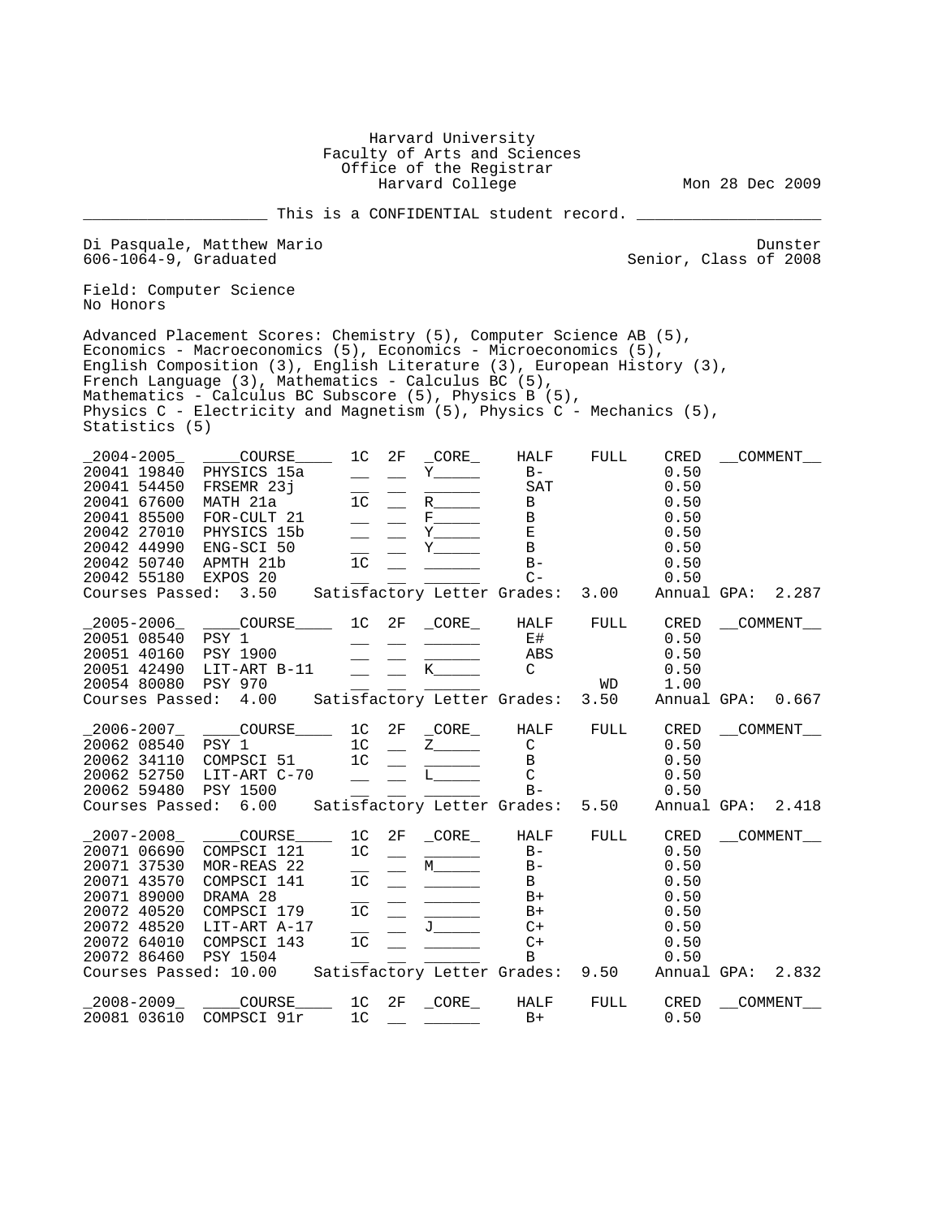Harvard University
Faculty of Arts and Sciences
Office of the Registrar
Harvard College

Mon 28 Dec 2009

____________________ This is a CONFIDENTIAL student record. ____________________

Di Pasquale, Matthew Mario — Dunster
606-1064-9, Graduated — Senior, Class of 2008

Field: Computer Science
No Honors

Advanced Placement Scores: Chemistry (5), Computer Science AB (5), Economics - Macroeconomics (5), Economics - Microeconomics (5), English Composition (3), English Literature (3), European History (3), French Language (3), Mathematics - Calculus BC (5), Mathematics - Calculus BC Subscore (5), Physics B (5), Physics C - Electricity and Magnetism (5), Physics C - Mechanics (5), Statistics (5)

| 2004-2005 | COURSE | 1C | 2F | CORE | HALF | FULL | CRED | COMMENT |
|---|---|---|---|---|---|---|---|---|
| 20041 19840 | PHYSICS 15a | | | Y | B- | | 0.50 | |
| 20041 54450 | FRSEMR 23j | | | | SAT | | 0.50 | |
| 20041 67600 | MATH 21a | 1C | | R | B | | 0.50 | |
| 20041 85500 | FOR-CULT 21 | | | F | B | | 0.50 | |
| 20042 27010 | PHYSICS 15b | | | Y | E | | 0.50 | |
| 20042 44990 | ENG-SCI 50 | | | Y | B | | 0.50 | |
| 20042 50740 | APMTH 21b | 1C | | | B- | | 0.50 | |
| 20042 55180 | EXPOS 20 | | | | C- | | 0.50 | |

Courses Passed: 3.50 Satisfactory Letter Grades: 3.00 Annual GPA: 2.287

| 2005-2006 | COURSE | 1C | 2F | CORE | HALF | FULL | CRED | COMMENT |
|---|---|---|---|---|---|---|---|---|
| 20051 08540 | PSY 1 | | | | E# | | 0.50 | |
| 20051 40160 | PSY 1900 | | | | ABS | | 0.50 | |
| 20051 42490 | LIT-ART B-11 | | | K | C | | 0.50 | |
| 20054 80080 | PSY 970 | | | | | WD | 1.00 | |

Courses Passed: 4.00 Satisfactory Letter Grades: 3.50 Annual GPA: 0.667

| 2006-2007 | COURSE | 1C | 2F | CORE | HALF | FULL | CRED | COMMENT |
|---|---|---|---|---|---|---|---|---|
| 20062 08540 | PSY 1 | 1C | | Z | C | | 0.50 | |
| 20062 34110 | COMPSCI 51 | 1C | | | B | | 0.50 | |
| 20062 52750 | LIT-ART C-70 | | | L | C | | 0.50 | |
| 20062 59480 | PSY 1500 | | | | B- | | 0.50 | |

Courses Passed: 6.00 Satisfactory Letter Grades: 5.50 Annual GPA: 2.418

| 2007-2008 | COURSE | 1C | 2F | CORE | HALF | FULL | CRED | COMMENT |
|---|---|---|---|---|---|---|---|---|
| 20071 06690 | COMPSCI 121 | 1C | | | B- | | 0.50 | |
| 20071 37530 | MOR-REAS 22 | | | M | B- | | 0.50 | |
| 20071 43570 | COMPSCI 141 | 1C | | | B | | 0.50 | |
| 20071 89000 | DRAMA 28 | | | | B+ | | 0.50 | |
| 20072 40520 | COMPSCI 179 | 1C | | | B+ | | 0.50 | |
| 20072 48520 | LIT-ART A-17 | | | J | C+ | | 0.50 | |
| 20072 64010 | COMPSCI 143 | 1C | | | C+ | | 0.50 | |
| 20072 86460 | PSY 1504 | | | | B | | 0.50 | |

Courses Passed: 10.00 Satisfactory Letter Grades: 9.50 Annual GPA: 2.832

| 2008-2009 | COURSE | 1C | 2F | CORE | HALF | FULL | CRED | COMMENT |
|---|---|---|---|---|---|---|---|---|
| 20081 03610 | COMPSCI 91r | 1C | | | B+ | | 0.50 | |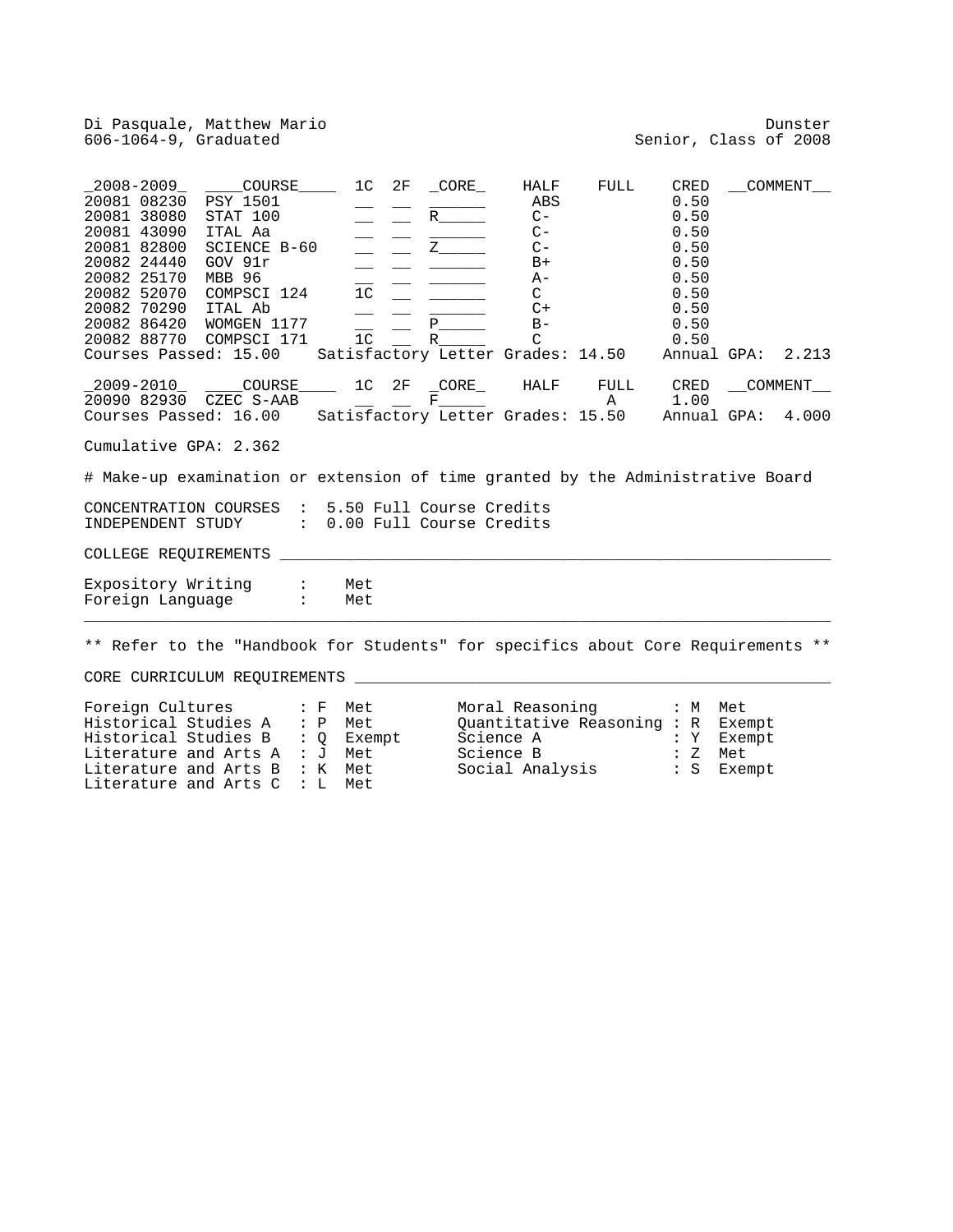Di Pasquale, Matthew Mario — Dunster

606-1064-9, Graduated — Senior, Class of 2008

| 2008-2009 | COURSE | 1C | 2F | CORE | HALF | FULL | CRED | COMMENT |
|---|---|---|---|---|---|---|---|---|
| 20081 08230 | PSY 1501 | | | | ABS | | 0.50 | |
| 20081 38080 | STAT 100 | | | R | C- | | 0.50 | |
| 20081 43090 | ITAL Aa | | | | C- | | 0.50 | |
| 20081 82800 | SCIENCE B-60 | | | Z | C- | | 0.50 | |
| 20082 24440 | GOV 91r | | | | B+ | | 0.50 | |
| 20082 25170 | MBB 96 | | | | A- | | 0.50 | |
| 20082 52070 | COMPSCI 124 | 1C | | | C | | 0.50 | |
| 20082 70290 | ITAL Ab | | | | C+ | | 0.50 | |
| 20082 86420 | WOMGEN 1177 | | | P | B- | | 0.50 | |
| 20082 88770 | COMPSCI 171 | 1C | | R | C | | 0.50 | |

Courses Passed: 15.00 Satisfactory Letter Grades: 14.50 Annual GPA: 2.213

| 2009-2010 | COURSE | 1C | 2F | CORE | HALF | FULL | CRED | COMMENT |
|---|---|---|---|---|---|---|---|---|
| 20090 82930 | CZEC S-AAB | | | F | | A | 1.00 | |

Courses Passed: 16.00 Satisfactory Letter Grades: 15.50 Annual GPA: 4.000

Cumulative GPA: 2.362

# Make-up examination or extension of time granted by the Administrative Board

CONCENTRATION COURSES : 5.50 Full Course Credits

INDEPENDENT STUDY : 0.00 Full Course Credits

COLLEGE REQUIREMENTS

Expository Writing : Met

Foreign Language : Met

** Refer to the "Handbook for Students" for specifics about Core Requirements **

CORE CURRICULUM REQUIREMENTS

| | | | | | |
|---|---|---|---|---|---|
| Foreign Cultures | F | Met | Moral Reasoning | M | Met |
| Historical Studies A | P | Met | Quantitative Reasoning | R | Exempt |
| Historical Studies B | Q | Exempt | Science A | Y | Exempt |
| Literature and Arts A | J | Met | Science B | Z | Met |
| Literature and Arts B | K | Met | Social Analysis | S | Exempt |
| Literature and Arts C | L | Met | | | |